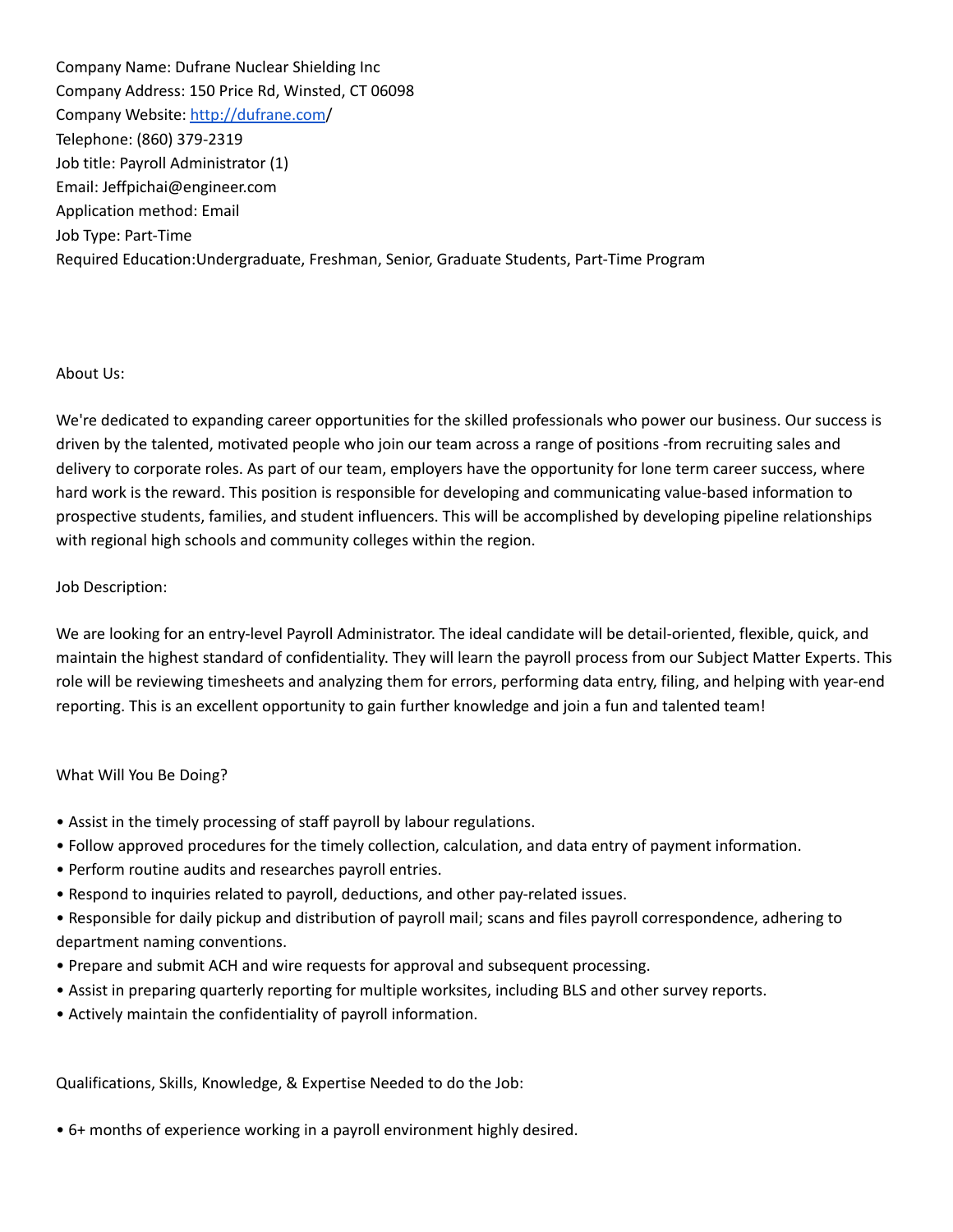Company Name: Dufrane Nuclear Shielding Inc
Company Address: 150 Price Rd, Winsted, CT 06098
Company Website: [http://dufrane.com](http://dufrane.com)/
Telephone: (860) 379-2319
Job title: Payroll Administrator (1)
Email: Jeffpichai@engineer.com
Application method: Email
Job Type: Part-Time
Required Education:Undergraduate, Freshman, Senior, Graduate Students, Part-Time Program

About Us:

We're dedicated to expanding career opportunities for the skilled professionals who power our business. Our success is driven by the talented, motivated people who join our team across a range of positions -from recruiting sales and delivery to corporate roles. As part of our team, employers have the opportunity for lone term career success, where hard work is the reward. This position is responsible for developing and communicating value-based information to prospective students, families, and student influencers. This will be accomplished by developing pipeline relationships with regional high schools and community colleges within the region.

Job Description:

We are looking for an entry-level Payroll Administrator. The ideal candidate will be detail-oriented, flexible, quick, and maintain the highest standard of confidentiality. They will learn the payroll process from our Subject Matter Experts. This role will be reviewing timesheets and analyzing them for errors, performing data entry, filing, and helping with year-end reporting. This is an excellent opportunity to gain further knowledge and join a fun and talented team!

What Will You Be Doing?

- Assist in the timely processing of staff payroll by labour regulations.
- Follow approved procedures for the timely collection, calculation, and data entry of payment information.
- Perform routine audits and researches payroll entries.
- Respond to inquiries related to payroll, deductions, and other pay-related issues.
- Responsible for daily pickup and distribution of payroll mail; scans and files payroll correspondence, adhering to department naming conventions.
- Prepare and submit ACH and wire requests for approval and subsequent processing.
- Assist in preparing quarterly reporting for multiple worksites, including BLS and other survey reports.
- Actively maintain the confidentiality of payroll information.

Qualifications, Skills, Knowledge, & Expertise Needed to do the Job:

- 6+ months of experience working in a payroll environment highly desired.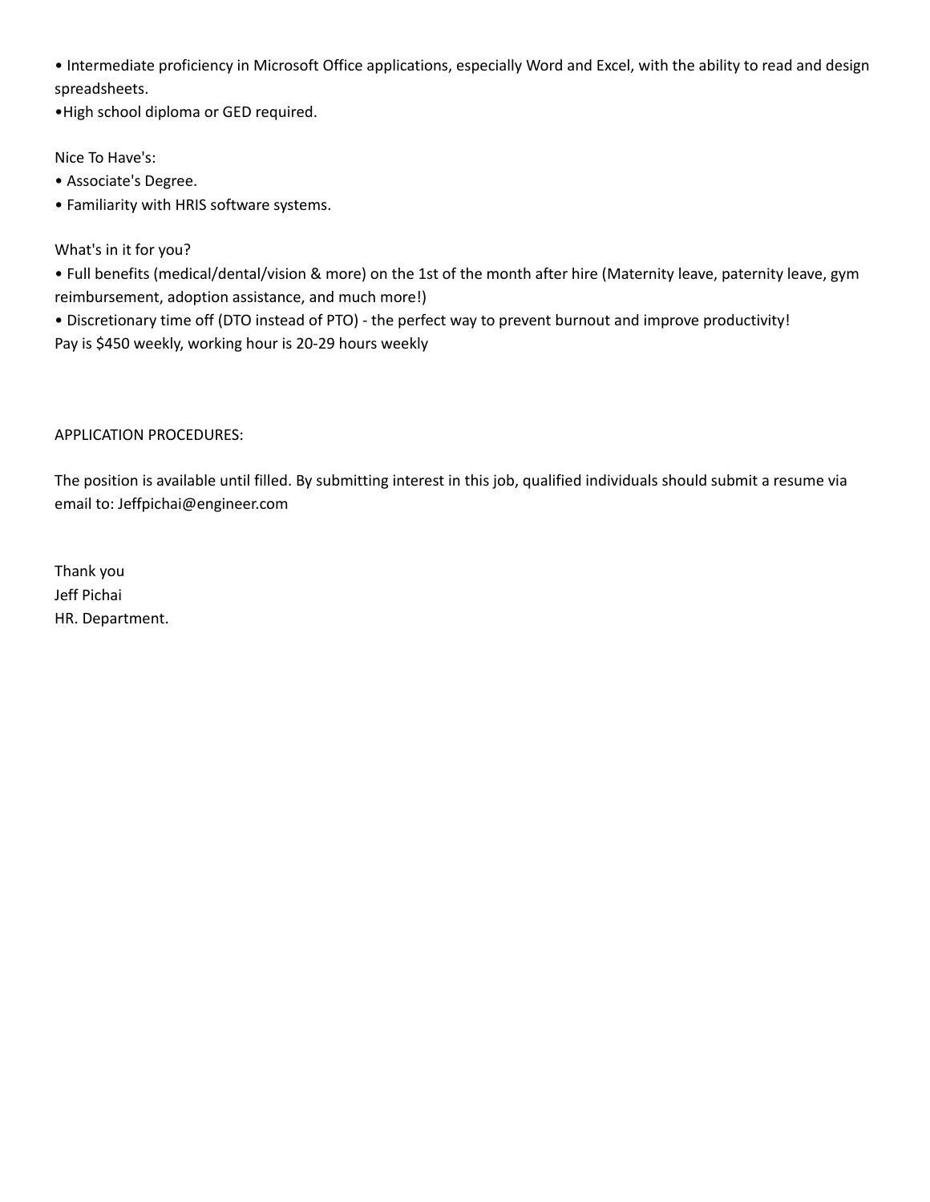- Intermediate proficiency in Microsoft Office applications, especially Word and Excel, with the ability to read and design spreadsheets.
- High school diploma or GED required.

Nice To Have's:

- Associate's Degree.
- Familiarity with HRIS software systems.

What's in it for you?

- Full benefits (medical/dental/vision & more) on the 1st of the month after hire (Maternity leave, paternity leave, gym reimbursement, adoption assistance, and much more!)
- Discretionary time off (DTO instead of PTO) - the perfect way to prevent burnout and improve productivity!

Pay is $450 weekly, working hour is 20-29 hours weekly

APPLICATION PROCEDURES:

The position is available until filled. By submitting interest in this job, qualified individuals should submit a resume via email to: Jeffpichai@engineer.com

Thank you
Jeff Pichai
HR. Department.